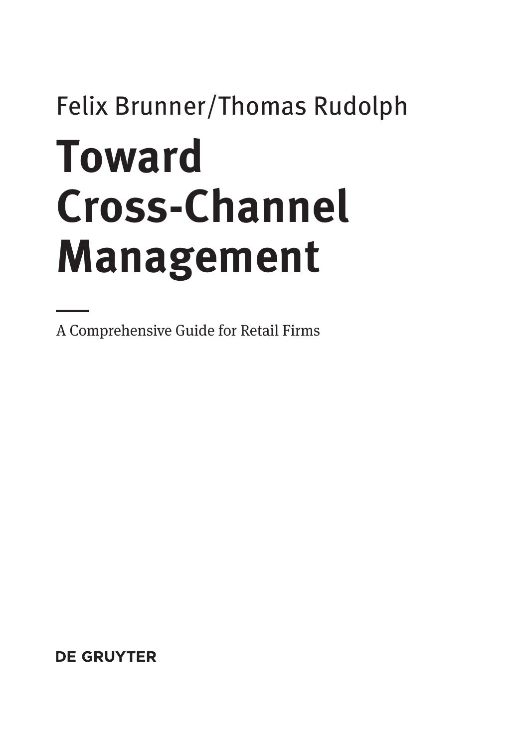Felix Brunner/Thomas Rudolph

# Toward Cross-Channel Management

A Comprehensive Guide for Retail Firms

DE GRUYTER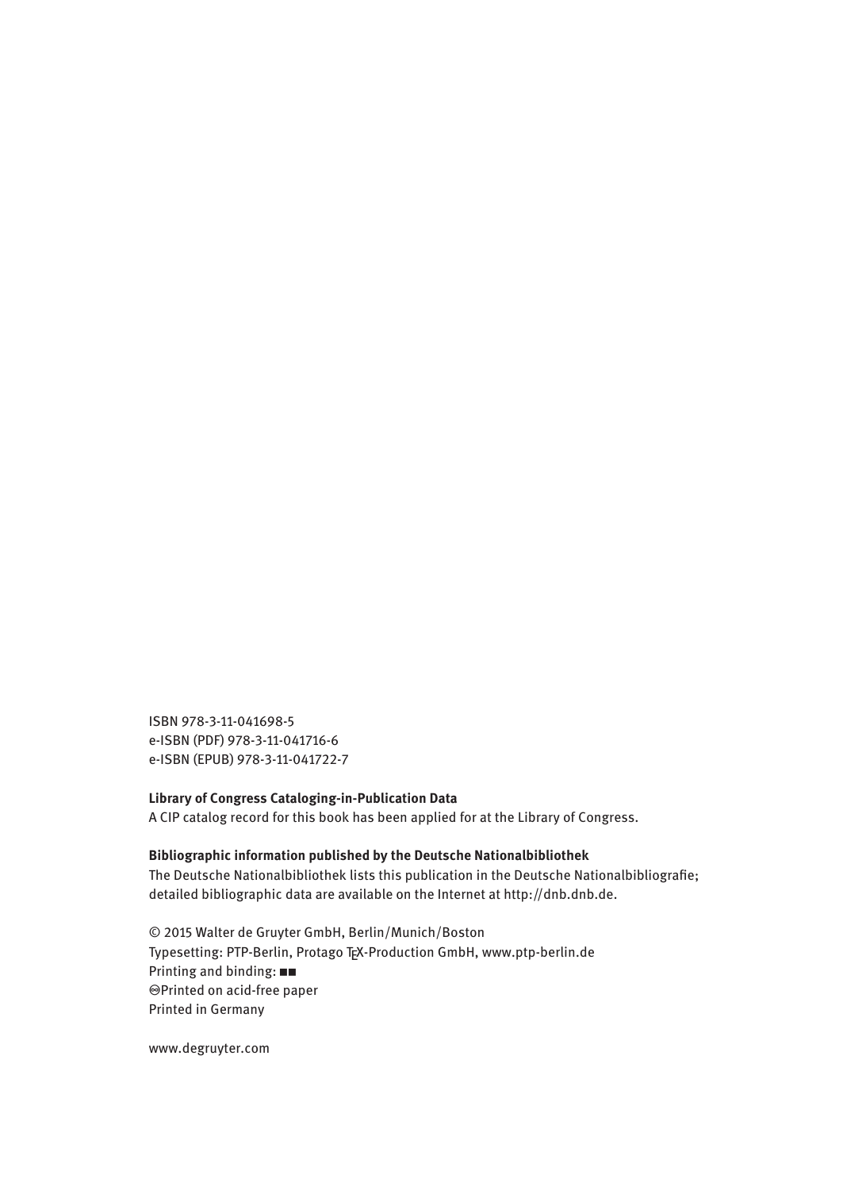ISBN 978-3-11-041698-5
e-ISBN (PDF) 978-3-11-041716-6
e-ISBN (EPUB) 978-3-11-041722-7

**Library of Congress Cataloging-in-Publication Data**
A CIP catalog record for this book has been applied for at the Library of Congress.

**Bibliographic information published by the Deutsche Nationalbibliothek**
The Deutsche Nationalbibliothek lists this publication in the Deutsche Nationalbibliografie; detailed bibliographic data are available on the Internet at http://dnb.dnb.de.

© 2015 Walter de Gruyter GmbH, Berlin/Munich/Boston
Typesetting: PTP-Berlin, Protago TEX-Production GmbH, www.ptp-berlin.de
Printing and binding: ■■
♾Printed on acid-free paper
Printed in Germany

www.degruyter.com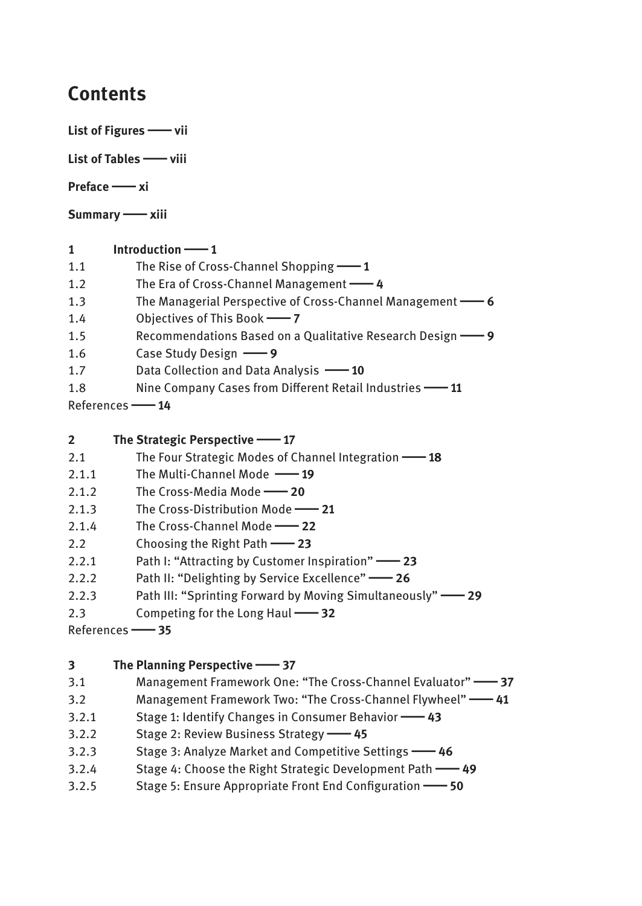# Contents

**List of Figures —— vii**

**List of Tables —— viii**

**Preface —— xi**

**Summary —— xiii**

**1 Introduction —— 1**

1.1 The Rise of Cross-Channel Shopping —— **1**

1.2 The Era of Cross-Channel Management —— **4**

1.3 The Managerial Perspective of Cross-Channel Management —— **6**

1.4 Objectives of This Book —— **7**

1.5 Recommendations Based on a Qualitative Research Design —— **9**

1.6 Case Study Design —— **9**

1.7 Data Collection and Data Analysis —— **10**

1.8 Nine Company Cases from Different Retail Industries —— **11**

References —— **14**

**2 The Strategic Perspective —— 17**

2.1 The Four Strategic Modes of Channel Integration —— **18**

2.1.1 The Multi-Channel Mode —— **19**

2.1.2 The Cross-Media Mode —— **20**

2.1.3 The Cross-Distribution Mode —— **21**

2.1.4 The Cross-Channel Mode —— **22**

2.2 Choosing the Right Path —— **23**

2.2.1 Path I: "Attracting by Customer Inspiration" —— **23**

2.2.2 Path II: "Delighting by Service Excellence" —— **26**

2.2.3 Path III: "Sprinting Forward by Moving Simultaneously" —— **29**

2.3 Competing for the Long Haul —— **32**

References —— **35**

**3 The Planning Perspective —— 37**

3.1 Management Framework One: "The Cross-Channel Evaluator" —— **37**

3.2 Management Framework Two: "The Cross-Channel Flywheel" —— **41**

3.2.1 Stage 1: Identify Changes in Consumer Behavior —— **43**

3.2.2 Stage 2: Review Business Strategy —— **45**

3.2.3 Stage 3: Analyze Market and Competitive Settings —— **46**

3.2.4 Stage 4: Choose the Right Strategic Development Path —— **49**

3.2.5 Stage 5: Ensure Appropriate Front End Configuration —— **50**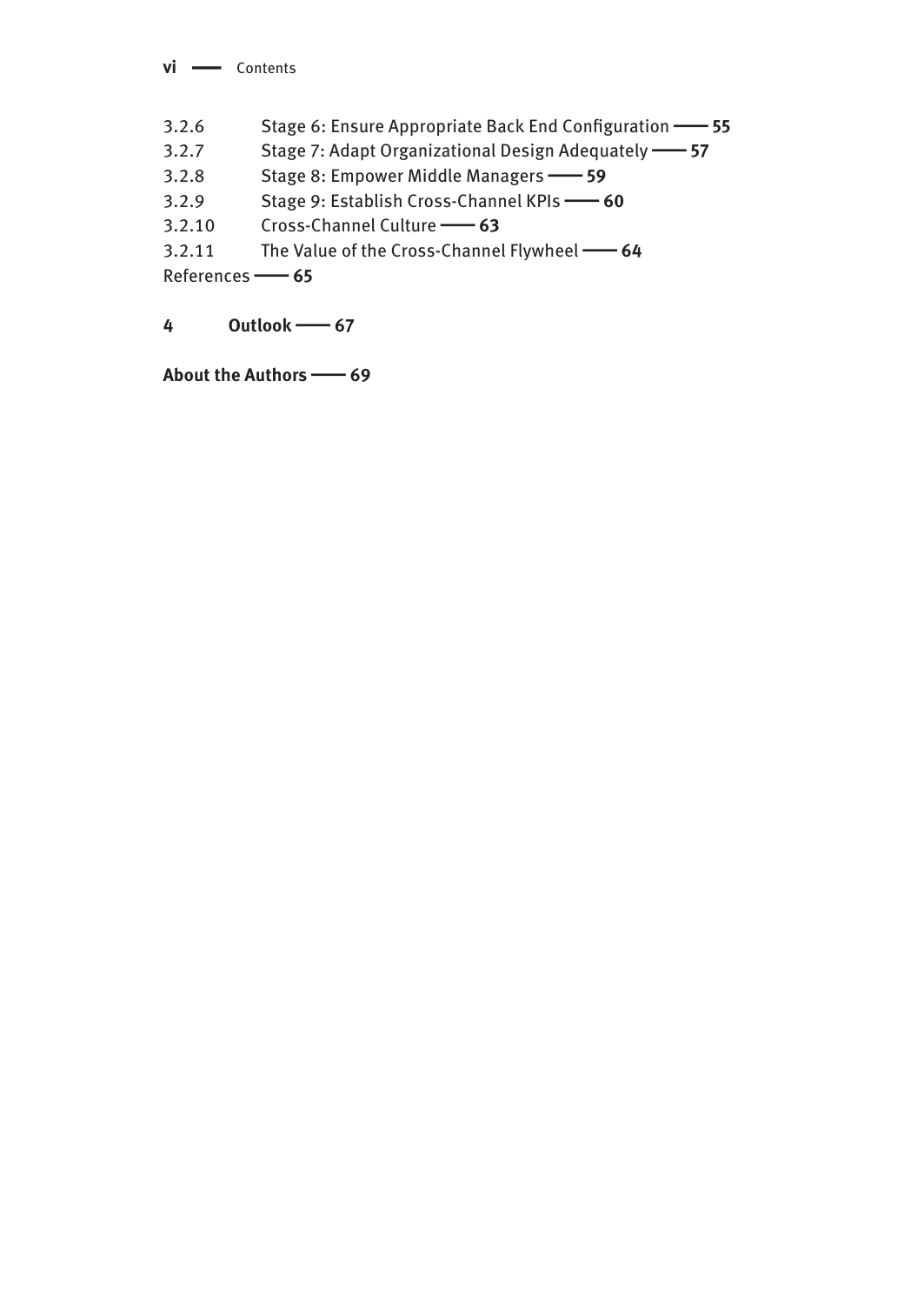3.2.6 Stage 6: Ensure Appropriate Back End Configuration —— **55**
3.2.7 Stage 7: Adapt Organizational Design Adequately —— **57**
3.2.8 Stage 8: Empower Middle Managers —— **59**
3.2.9 Stage 9: Establish Cross-Channel KPIs —— **60**
3.2.10 Cross-Channel Culture —— **63**
3.2.11 The Value of the Cross-Channel Flywheel —— **64**
References —— **65**

**4 Outlook —— 67**

**About the Authors —— 69**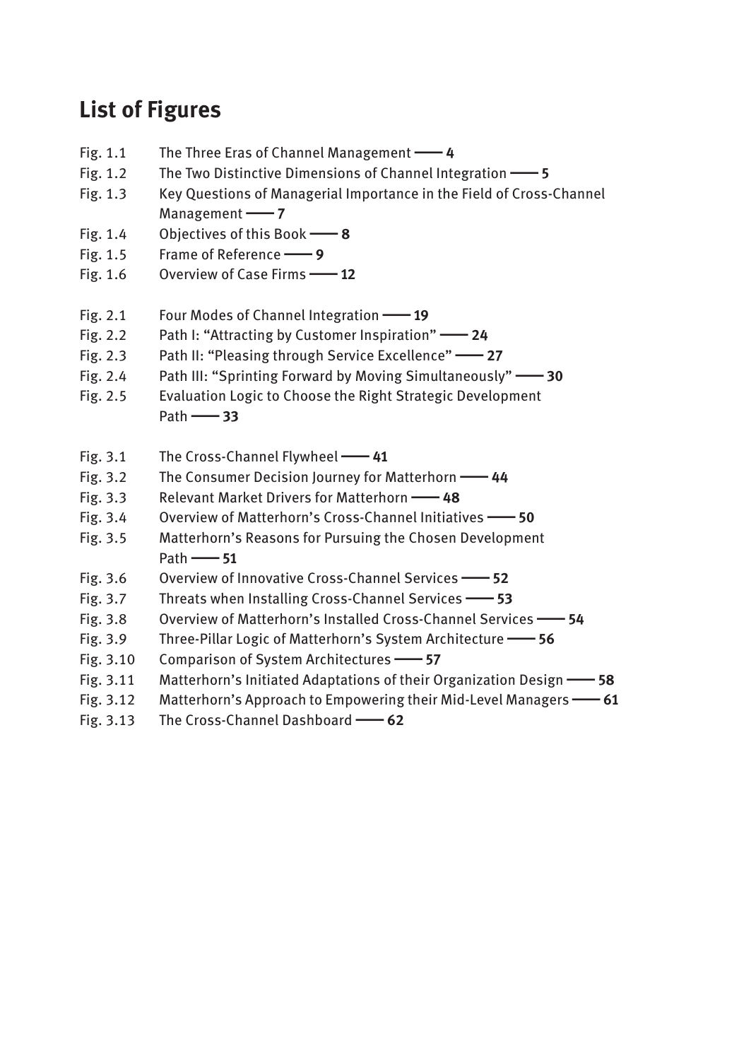# List of Figures

Fig. 1.1 The Three Eras of Channel Management —— **4**
Fig. 1.2 The Two Distinctive Dimensions of Channel Integration —— **5**
Fig. 1.3 Key Questions of Managerial Importance in the Field of Cross-Channel Management —— **7**
Fig. 1.4 Objectives of this Book —— **8**
Fig. 1.5 Frame of Reference —— **9**
Fig. 1.6 Overview of Case Firms —— **12**

Fig. 2.1 Four Modes of Channel Integration —— **19**
Fig. 2.2 Path I: "Attracting by Customer Inspiration" —— **24**
Fig. 2.3 Path II: "Pleasing through Service Excellence" —— **27**
Fig. 2.4 Path III: "Sprinting Forward by Moving Simultaneously" —— **30**
Fig. 2.5 Evaluation Logic to Choose the Right Strategic Development Path —— **33**

Fig. 3.1 The Cross-Channel Flywheel —— **41**
Fig. 3.2 The Consumer Decision Journey for Matterhorn —— **44**
Fig. 3.3 Relevant Market Drivers for Matterhorn —— **48**
Fig. 3.4 Overview of Matterhorn's Cross-Channel Initiatives —— **50**
Fig. 3.5 Matterhorn's Reasons for Pursuing the Chosen Development Path —— **51**
Fig. 3.6 Overview of Innovative Cross-Channel Services —— **52**
Fig. 3.7 Threats when Installing Cross-Channel Services —— **53**
Fig. 3.8 Overview of Matterhorn's Installed Cross-Channel Services —— **54**
Fig. 3.9 Three-Pillar Logic of Matterhorn's System Architecture —— **56**
Fig. 3.10 Comparison of System Architectures —— **57**
Fig. 3.11 Matterhorn's Initiated Adaptations of their Organization Design —— **58**
Fig. 3.12 Matterhorn's Approach to Empowering their Mid-Level Managers —— **61**
Fig. 3.13 The Cross-Channel Dashboard —— **62**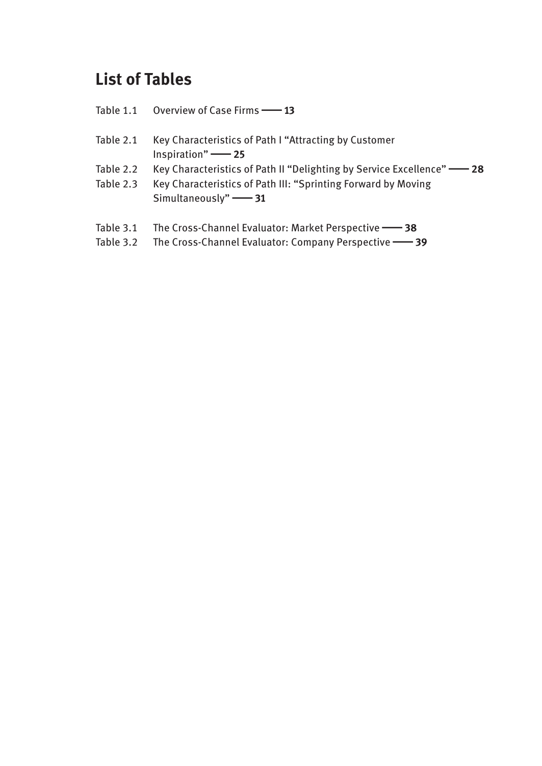# List of Tables

Table 1.1 Overview of Case Firms —— **13**

Table 2.1 Key Characteristics of Path I “Attracting by Customer Inspiration” —— **25**

Table 2.2 Key Characteristics of Path II “Delighting by Service Excellence” —— **28**

Table 2.3 Key Characteristics of Path III: “Sprinting Forward by Moving Simultaneously” —— **31**

Table 3.1 The Cross-Channel Evaluator: Market Perspective —— **38**

Table 3.2 The Cross-Channel Evaluator: Company Perspective —— **39**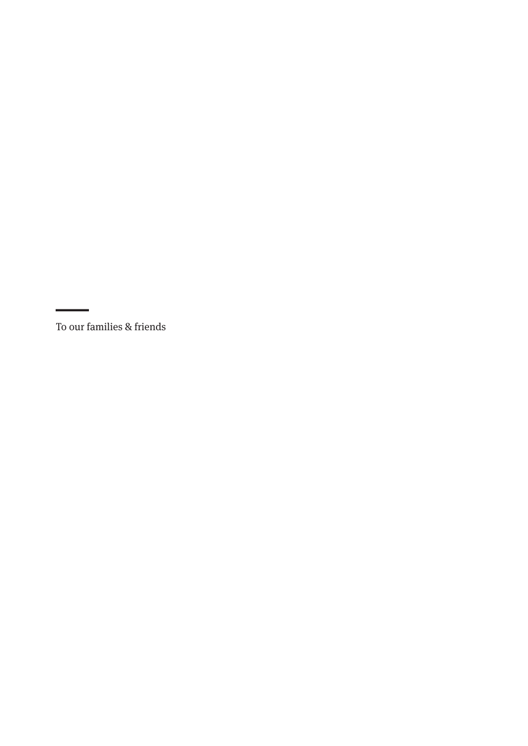To our families & friends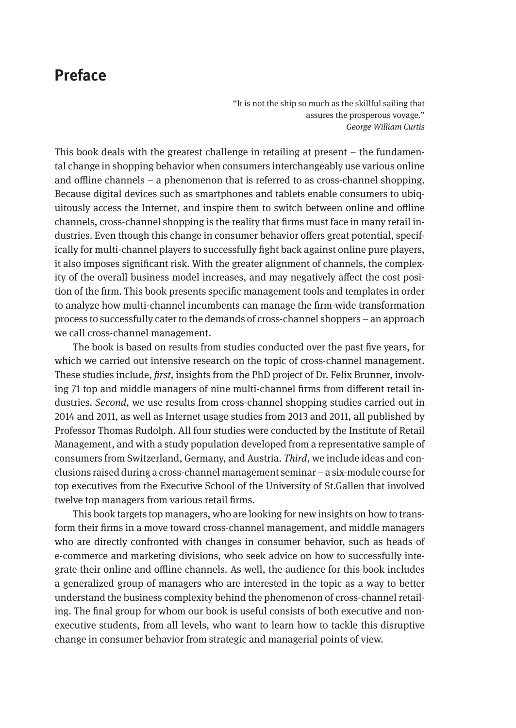# Preface

> "It is not the ship so much as the skillful sailing that assures the prosperous voyage."
> *George William Curtis*

This book deals with the greatest challenge in retailing at present – the fundamental change in shopping behavior when consumers interchangeably use various online and offline channels – a phenomenon that is referred to as cross-channel shopping. Because digital devices such as smartphones and tablets enable consumers to ubiquitously access the Internet, and inspire them to switch between online and offline channels, cross-channel shopping is the reality that firms must face in many retail industries. Even though this change in consumer behavior offers great potential, specifically for multi-channel players to successfully fight back against online pure players, it also imposes significant risk. With the greater alignment of channels, the complexity of the overall business model increases, and may negatively affect the cost position of the firm. This book presents specific management tools and templates in order to analyze how multi-channel incumbents can manage the firm-wide transformation process to successfully cater to the demands of cross-channel shoppers – an approach we call cross-channel management.

The book is based on results from studies conducted over the past five years, for which we carried out intensive research on the topic of cross-channel management. These studies include, *first,* insights from the PhD project of Dr. Felix Brunner, involving 71 top and middle managers of nine multi-channel firms from different retail industries. *Second*, we use results from cross-channel shopping studies carried out in 2014 and 2011, as well as Internet usage studies from 2013 and 2011, all published by Professor Thomas Rudolph. All four studies were conducted by the Institute of Retail Management, and with a study population developed from a representative sample of consumers from Switzerland, Germany, and Austria. *Third*, we include ideas and conclusions raised during a cross-channel management seminar – a six-module course for top executives from the Executive School of the University of St.Gallen that involved twelve top managers from various retail firms.

This book targets top managers, who are looking for new insights on how to transform their firms in a move toward cross-channel management, and middle managers who are directly confronted with changes in consumer behavior, such as heads of e-commerce and marketing divisions, who seek advice on how to successfully integrate their online and offline channels. As well, the audience for this book includes a generalized group of managers who are interested in the topic as a way to better understand the business complexity behind the phenomenon of cross-channel retailing. The final group for whom our book is useful consists of both executive and non-executive students, from all levels, who want to learn how to tackle this disruptive change in consumer behavior from strategic and managerial points of view.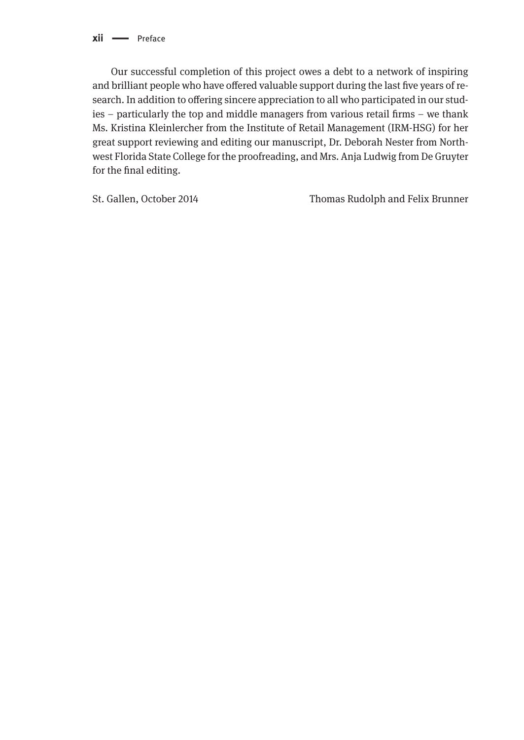Our successful completion of this project owes a debt to a network of inspiring and brilliant people who have offered valuable support during the last five years of research. In addition to offering sincere appreciation to all who participated in our studies – particularly the top and middle managers from various retail firms – we thank Ms. Kristina Kleinlercher from the Institute of Retail Management (IRM-HSG) for her great support reviewing and editing our manuscript, Dr. Deborah Nester from Northwest Florida State College for the proofreading, and Mrs. Anja Ludwig from De Gruyter for the final editing.

St. Gallen, October 2014 — Thomas Rudolph and Felix Brunner